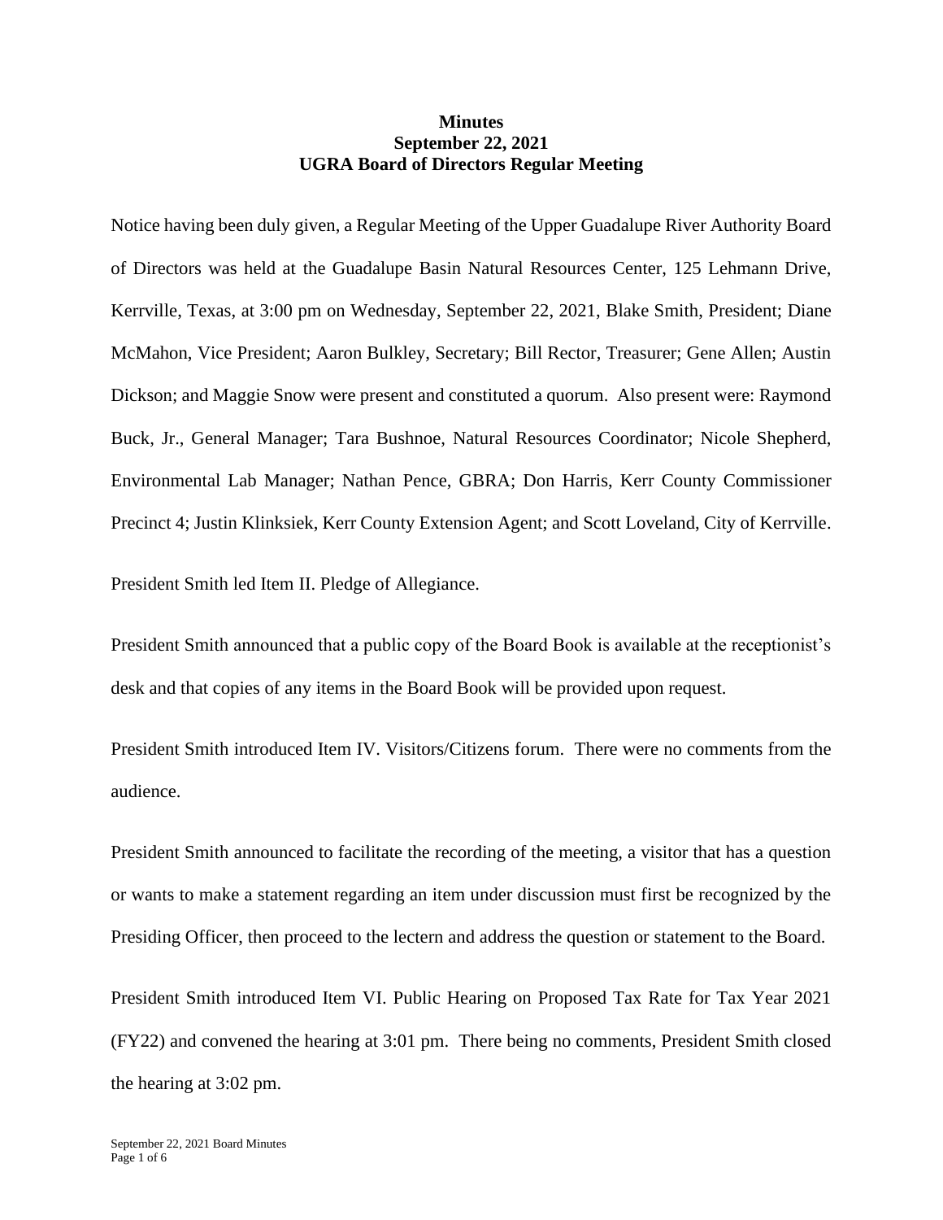**Minutes**
**September 22, 2021**
**UGRA Board of Directors Regular Meeting**

Notice having been duly given, a Regular Meeting of the Upper Guadalupe River Authority Board of Directors was held at the Guadalupe Basin Natural Resources Center, 125 Lehmann Drive, Kerrville, Texas, at 3:00 pm on Wednesday, September 22, 2021, Blake Smith, President; Diane McMahon, Vice President; Aaron Bulkley, Secretary; Bill Rector, Treasurer; Gene Allen; Austin Dickson; and Maggie Snow were present and constituted a quorum. Also present were: Raymond Buck, Jr., General Manager; Tara Bushnoe, Natural Resources Coordinator; Nicole Shepherd, Environmental Lab Manager; Nathan Pence, GBRA; Don Harris, Kerr County Commissioner Precinct 4; Justin Klinksiek, Kerr County Extension Agent; and Scott Loveland, City of Kerrville.

President Smith led Item II. Pledge of Allegiance.

President Smith announced that a public copy of the Board Book is available at the receptionist's desk and that copies of any items in the Board Book will be provided upon request.

President Smith introduced Item IV. Visitors/Citizens forum. There were no comments from the audience.

President Smith announced to facilitate the recording of the meeting, a visitor that has a question or wants to make a statement regarding an item under discussion must first be recognized by the Presiding Officer, then proceed to the lectern and address the question or statement to the Board.

President Smith introduced Item VI. Public Hearing on Proposed Tax Rate for Tax Year 2021 (FY22) and convened the hearing at 3:01 pm. There being no comments, President Smith closed the hearing at 3:02 pm.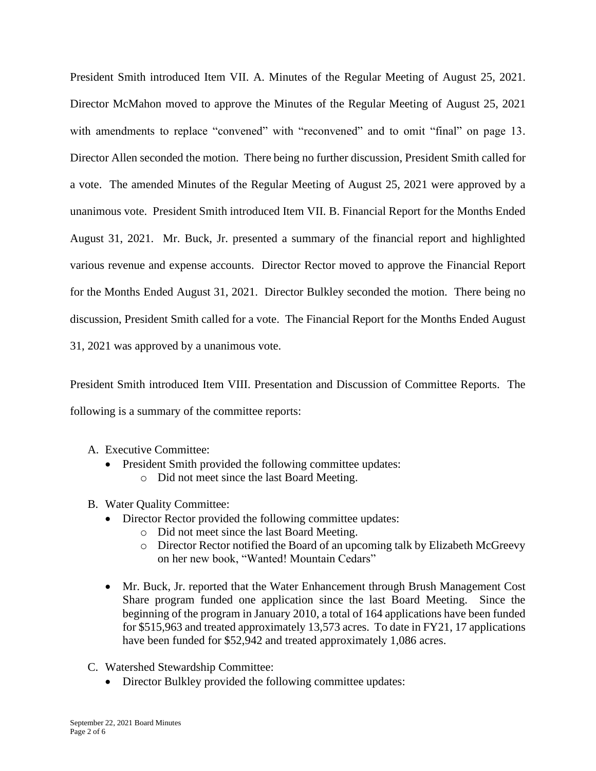President Smith introduced Item VII. A. Minutes of the Regular Meeting of August 25, 2021. Director McMahon moved to approve the Minutes of the Regular Meeting of August 25, 2021 with amendments to replace "convened" with "reconvened" and to omit "final" on page 13. Director Allen seconded the motion. There being no further discussion, President Smith called for a vote. The amended Minutes of the Regular Meeting of August 25, 2021 were approved by a unanimous vote. President Smith introduced Item VII. B. Financial Report for the Months Ended August 31, 2021. Mr. Buck, Jr. presented a summary of the financial report and highlighted various revenue and expense accounts. Director Rector moved to approve the Financial Report for the Months Ended August 31, 2021. Director Bulkley seconded the motion. There being no discussion, President Smith called for a vote. The Financial Report for the Months Ended August 31, 2021 was approved by a unanimous vote.

President Smith introduced Item VIII. Presentation and Discussion of Committee Reports. The following is a summary of the committee reports:

A. Executive Committee:
   - President Smith provided the following committee updates:
     - Did not meet since the last Board Meeting.

B. Water Quality Committee:
   - Director Rector provided the following committee updates:
     - Did not meet since the last Board Meeting.
     - Director Rector notified the Board of an upcoming talk by Elizabeth McGreevy on her new book, "Wanted! Mountain Cedars"
   - Mr. Buck, Jr. reported that the Water Enhancement through Brush Management Cost Share program funded one application since the last Board Meeting. Since the beginning of the program in January 2010, a total of 164 applications have been funded for $515,963 and treated approximately 13,573 acres. To date in FY21, 17 applications have been funded for $52,942 and treated approximately 1,086 acres.

C. Watershed Stewardship Committee:
   - Director Bulkley provided the following committee updates: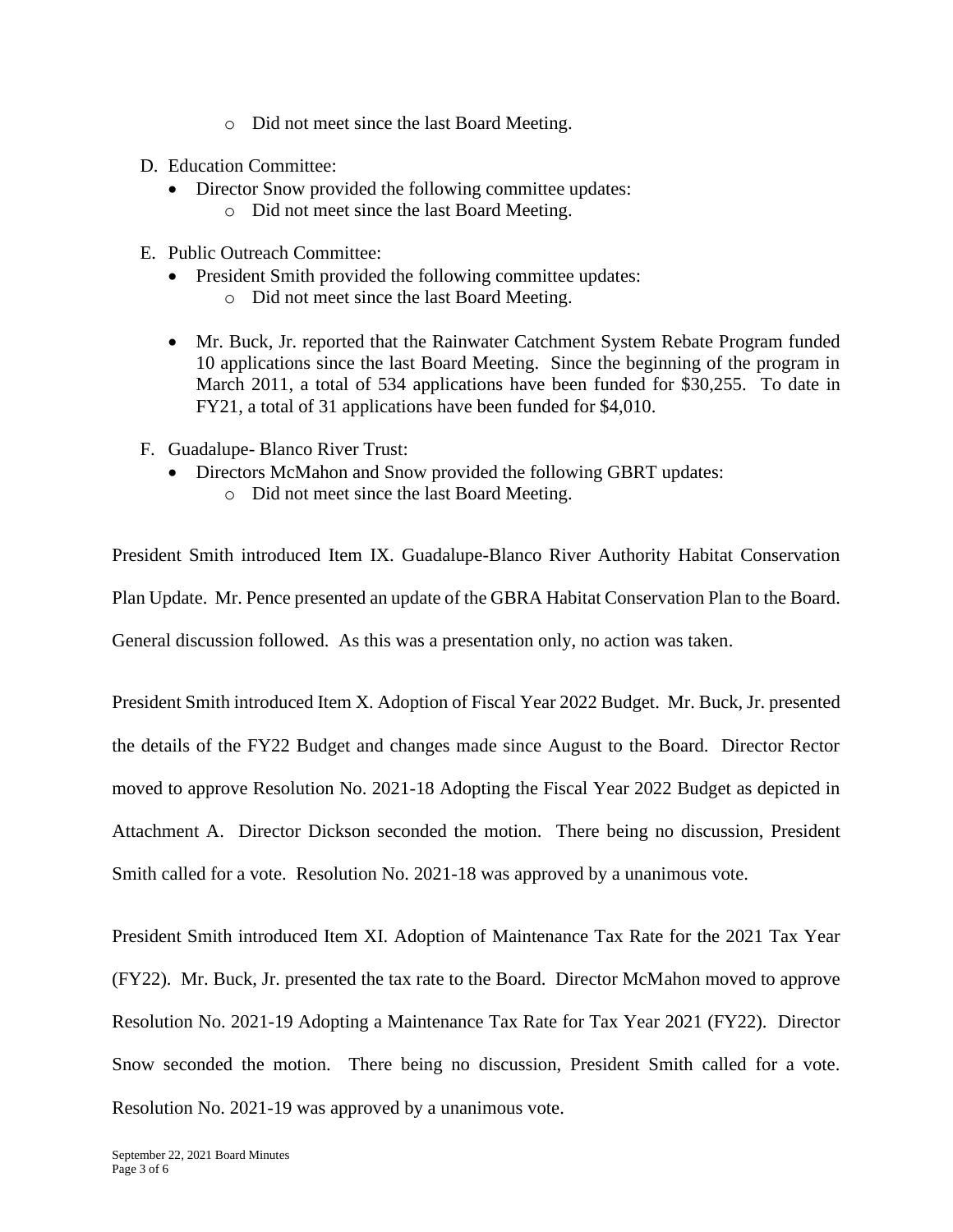- Did not meet since the last Board Meeting.

D. Education Committee:
   - Director Snow provided the following committee updates:
     - Did not meet since the last Board Meeting.

E. Public Outreach Committee:
   - President Smith provided the following committee updates:
     - Did not meet since the last Board Meeting.

   - Mr. Buck, Jr. reported that the Rainwater Catchment System Rebate Program funded 10 applications since the last Board Meeting. Since the beginning of the program in March 2011, a total of 534 applications have been funded for $30,255. To date in FY21, a total of 31 applications have been funded for $4,010.

F. Guadalupe- Blanco River Trust:
   - Directors McMahon and Snow provided the following GBRT updates:
     - Did not meet since the last Board Meeting.

President Smith introduced Item IX. Guadalupe-Blanco River Authority Habitat Conservation Plan Update. Mr. Pence presented an update of the GBRA Habitat Conservation Plan to the Board. General discussion followed. As this was a presentation only, no action was taken.

President Smith introduced Item X. Adoption of Fiscal Year 2022 Budget. Mr. Buck, Jr. presented the details of the FY22 Budget and changes made since August to the Board. Director Rector moved to approve Resolution No. 2021-18 Adopting the Fiscal Year 2022 Budget as depicted in Attachment A. Director Dickson seconded the motion. There being no discussion, President Smith called for a vote. Resolution No. 2021-18 was approved by a unanimous vote.

President Smith introduced Item XI. Adoption of Maintenance Tax Rate for the 2021 Tax Year (FY22). Mr. Buck, Jr. presented the tax rate to the Board. Director McMahon moved to approve Resolution No. 2021-19 Adopting a Maintenance Tax Rate for Tax Year 2021 (FY22). Director Snow seconded the motion. There being no discussion, President Smith called for a vote. Resolution No. 2021-19 was approved by a unanimous vote.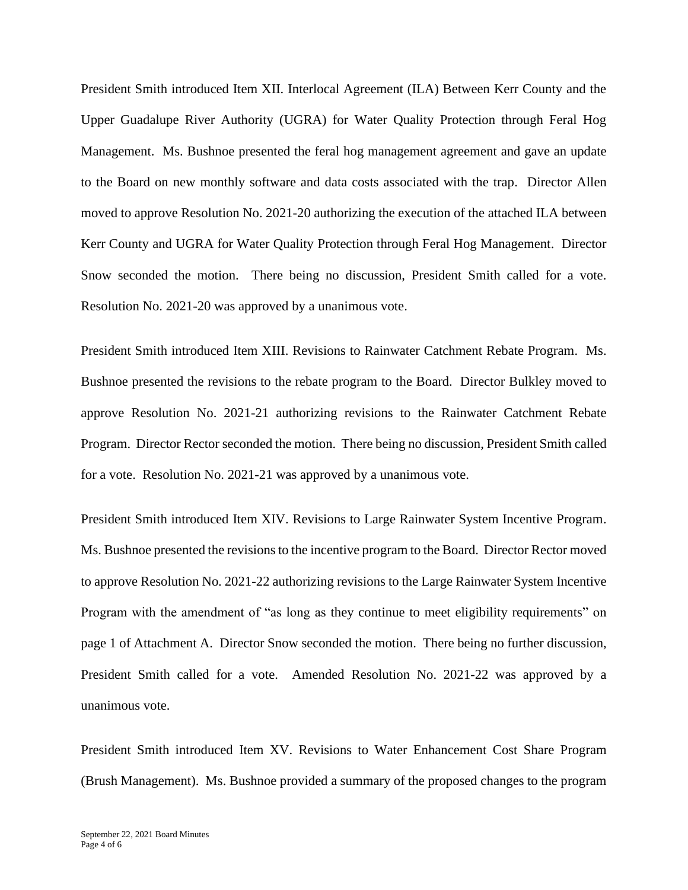President Smith introduced Item XII. Interlocal Agreement (ILA) Between Kerr County and the Upper Guadalupe River Authority (UGRA) for Water Quality Protection through Feral Hog Management. Ms. Bushnoe presented the feral hog management agreement and gave an update to the Board on new monthly software and data costs associated with the trap. Director Allen moved to approve Resolution No. 2021-20 authorizing the execution of the attached ILA between Kerr County and UGRA for Water Quality Protection through Feral Hog Management. Director Snow seconded the motion. There being no discussion, President Smith called for a vote. Resolution No. 2021-20 was approved by a unanimous vote.

President Smith introduced Item XIII. Revisions to Rainwater Catchment Rebate Program. Ms. Bushnoe presented the revisions to the rebate program to the Board. Director Bulkley moved to approve Resolution No. 2021-21 authorizing revisions to the Rainwater Catchment Rebate Program. Director Rector seconded the motion. There being no discussion, President Smith called for a vote. Resolution No. 2021-21 was approved by a unanimous vote.

President Smith introduced Item XIV. Revisions to Large Rainwater System Incentive Program. Ms. Bushnoe presented the revisions to the incentive program to the Board. Director Rector moved to approve Resolution No. 2021-22 authorizing revisions to the Large Rainwater System Incentive Program with the amendment of "as long as they continue to meet eligibility requirements" on page 1 of Attachment A. Director Snow seconded the motion. There being no further discussion, President Smith called for a vote. Amended Resolution No. 2021-22 was approved by a unanimous vote.

President Smith introduced Item XV. Revisions to Water Enhancement Cost Share Program (Brush Management). Ms. Bushnoe provided a summary of the proposed changes to the program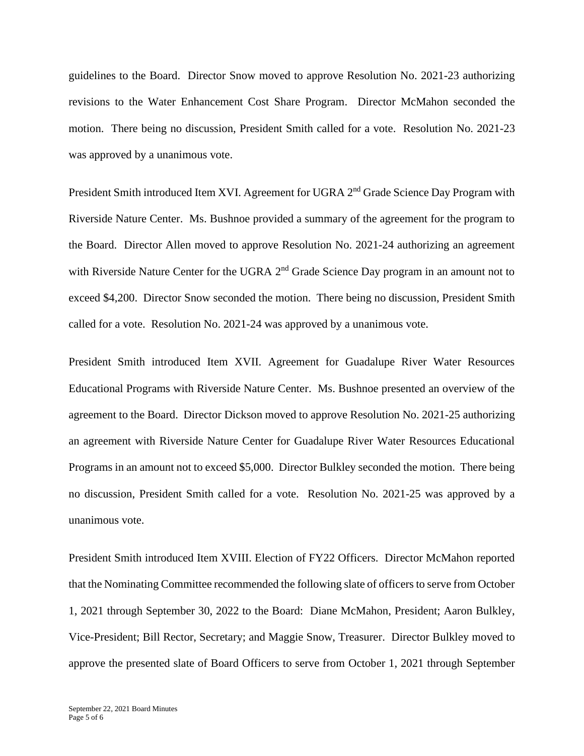guidelines to the Board. Director Snow moved to approve Resolution No. 2021-23 authorizing revisions to the Water Enhancement Cost Share Program. Director McMahon seconded the motion. There being no discussion, President Smith called for a vote. Resolution No. 2021-23 was approved by a unanimous vote.

President Smith introduced Item XVI. Agreement for UGRA 2nd Grade Science Day Program with Riverside Nature Center. Ms. Bushnoe provided a summary of the agreement for the program to the Board. Director Allen moved to approve Resolution No. 2021-24 authorizing an agreement with Riverside Nature Center for the UGRA 2nd Grade Science Day program in an amount not to exceed $4,200. Director Snow seconded the motion. There being no discussion, President Smith called for a vote. Resolution No. 2021-24 was approved by a unanimous vote.

President Smith introduced Item XVII. Agreement for Guadalupe River Water Resources Educational Programs with Riverside Nature Center. Ms. Bushnoe presented an overview of the agreement to the Board. Director Dickson moved to approve Resolution No. 2021-25 authorizing an agreement with Riverside Nature Center for Guadalupe River Water Resources Educational Programs in an amount not to exceed $5,000. Director Bulkley seconded the motion. There being no discussion, President Smith called for a vote. Resolution No. 2021-25 was approved by a unanimous vote.

President Smith introduced Item XVIII. Election of FY22 Officers. Director McMahon reported that the Nominating Committee recommended the following slate of officers to serve from October 1, 2021 through September 30, 2022 to the Board: Diane McMahon, President; Aaron Bulkley, Vice-President; Bill Rector, Secretary; and Maggie Snow, Treasurer. Director Bulkley moved to approve the presented slate of Board Officers to serve from October 1, 2021 through September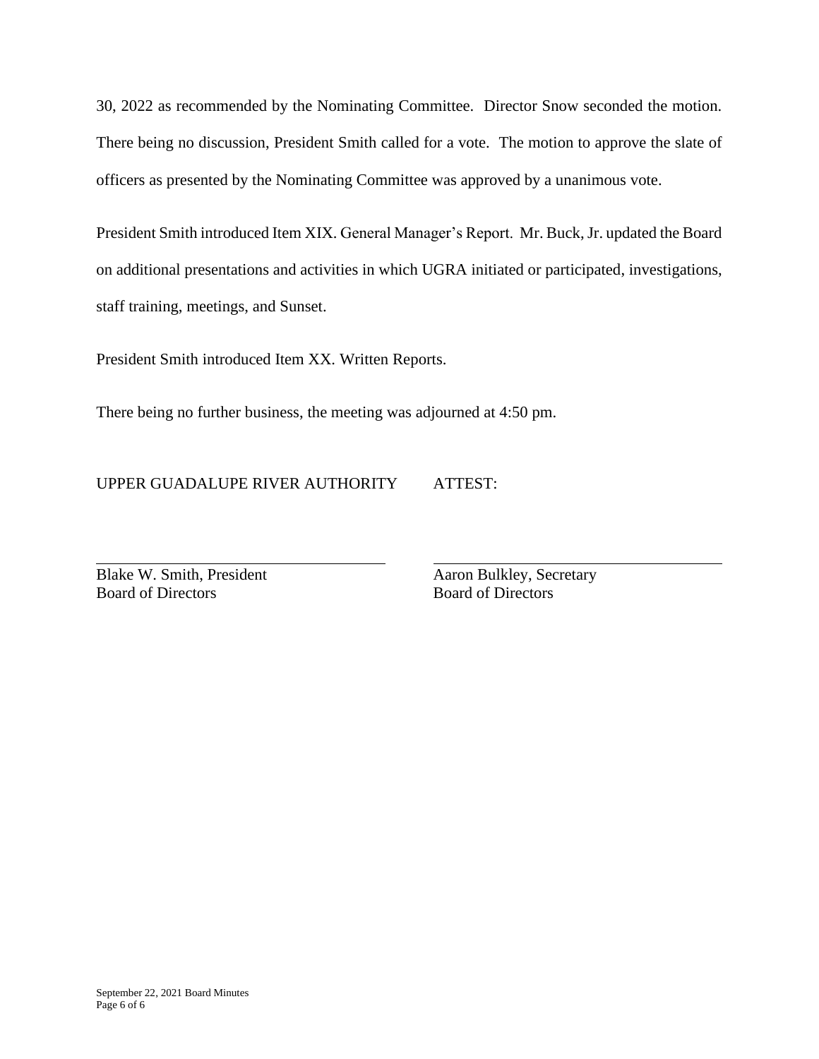30, 2022 as recommended by the Nominating Committee. Director Snow seconded the motion. There being no discussion, President Smith called for a vote. The motion to approve the slate of officers as presented by the Nominating Committee was approved by a unanimous vote.

President Smith introduced Item XIX. General Manager's Report. Mr. Buck, Jr. updated the Board on additional presentations and activities in which UGRA initiated or participated, investigations, staff training, meetings, and Sunset.

President Smith introduced Item XX. Written Reports.

There being no further business, the meeting was adjourned at 4:50 pm.

UPPER GUADALUPE RIVER AUTHORITY ATTEST:

Blake W. Smith, President
Board of Directors

Aaron Bulkley, Secretary
Board of Directors